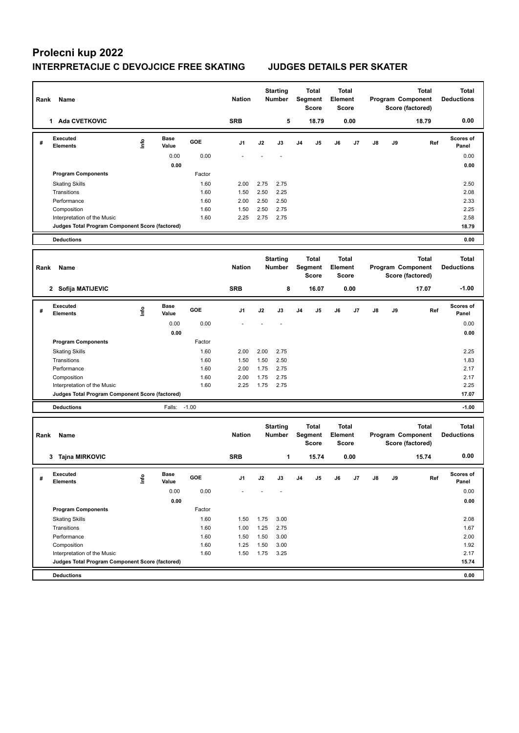# Prolecni kup 2022

## INTERPRETACIJE C DEVOJCICE FREE SKATING JUDGES DETAILS PER SKATER

| Rank | Name | Nation | Starting Number | Total Segment Score | Total Element Score | Total Program Component Score (factored) | Total Deductions |
|---|---|---|---|---|---|---|---|
| 1 | Ada CVETKOVIC | SRB | 5 | 18.79 | 0.00 | 18.79 | 0.00 |

| # | Executed Elements | Info | Base Value | GOE | J1 | J2 | J3 | J4 | J5 | J6 | J7 | J8 | J9 | Ref | Scores of Panel |
|---|---|---|---|---|---|---|---|---|---|---|---|---|---|---|---|
| | | | 0.00 | 0.00 | - | - | - | | | | | | | | 0.00 |
| | | | 0.00 | | | | | | | | | | | | 0.00 |
| | Program Components | | | Factor | | | | | | | | | | | |
| | Skating Skills | | | 1.60 | 2.00 | 2.75 | 2.75 | | | | | | | | 2.50 |
| | Transitions | | | 1.60 | 1.50 | 2.50 | 2.25 | | | | | | | | 2.08 |
| | Performance | | | 1.60 | 2.00 | 2.50 | 2.50 | | | | | | | | 2.33 |
| | Composition | | | 1.60 | 1.50 | 2.50 | 2.75 | | | | | | | | 2.25 |
| | Interpretation of the Music | | | 1.60 | 2.25 | 2.75 | 2.75 | | | | | | | | 2.58 |
| | Judges Total Program Component Score (factored) | | | | | | | | | | | | | | 18.79 |
| | Deductions | | | | | | | | | | | | | | 0.00 |

| Rank | Name | Nation | Starting Number | Total Segment Score | Total Element Score | Total Program Component Score (factored) | Total Deductions |
|---|---|---|---|---|---|---|---|
| 2 | Sofija MATIJEVIC | SRB | 8 | 16.07 | 0.00 | 17.07 | -1.00 |

| # | Executed Elements | Info | Base Value | GOE | J1 | J2 | J3 | J4 | J5 | J6 | J7 | J8 | J9 | Ref | Scores of Panel |
|---|---|---|---|---|---|---|---|---|---|---|---|---|---|---|---|
| | | | 0.00 | 0.00 | - | - | - | | | | | | | | 0.00 |
| | | | 0.00 | | | | | | | | | | | | 0.00 |
| | Program Components | | | Factor | | | | | | | | | | | |
| | Skating Skills | | | 1.60 | 2.00 | 2.00 | 2.75 | | | | | | | | 2.25 |
| | Transitions | | | 1.60 | 1.50 | 1.50 | 2.50 | | | | | | | | 1.83 |
| | Performance | | | 1.60 | 2.00 | 1.75 | 2.75 | | | | | | | | 2.17 |
| | Composition | | | 1.60 | 2.00 | 1.75 | 2.75 | | | | | | | | 2.17 |
| | Interpretation of the Music | | | 1.60 | 2.25 | 1.75 | 2.75 | | | | | | | | 2.25 |
| | Judges Total Program Component Score (factored) | | | | | | | | | | | | | | 17.07 |
| | Deductions | | Falls: | -1.00 | | | | | | | | | | | -1.00 |

| Rank | Name | Nation | Starting Number | Total Segment Score | Total Element Score | Total Program Component Score (factored) | Total Deductions |
|---|---|---|---|---|---|---|---|
| 3 | Tajna MIRKOVIC | SRB | 1 | 15.74 | 0.00 | 15.74 | 0.00 |

| # | Executed Elements | Info | Base Value | GOE | J1 | J2 | J3 | J4 | J5 | J6 | J7 | J8 | J9 | Ref | Scores of Panel |
|---|---|---|---|---|---|---|---|---|---|---|---|---|---|---|---|
| | | | 0.00 | 0.00 | - | - | - | | | | | | | | 0.00 |
| | | | 0.00 | | | | | | | | | | | | 0.00 |
| | Program Components | | | Factor | | | | | | | | | | | |
| | Skating Skills | | | 1.60 | 1.50 | 1.75 | 3.00 | | | | | | | | 2.08 |
| | Transitions | | | 1.60 | 1.00 | 1.25 | 2.75 | | | | | | | | 1.67 |
| | Performance | | | 1.60 | 1.50 | 1.50 | 3.00 | | | | | | | | 2.00 |
| | Composition | | | 1.60 | 1.25 | 1.50 | 3.00 | | | | | | | | 1.92 |
| | Interpretation of the Music | | | 1.60 | 1.50 | 1.75 | 3.25 | | | | | | | | 2.17 |
| | Judges Total Program Component Score (factored) | | | | | | | | | | | | | | 15.74 |
| | Deductions | | | | | | | | | | | | | | 0.00 |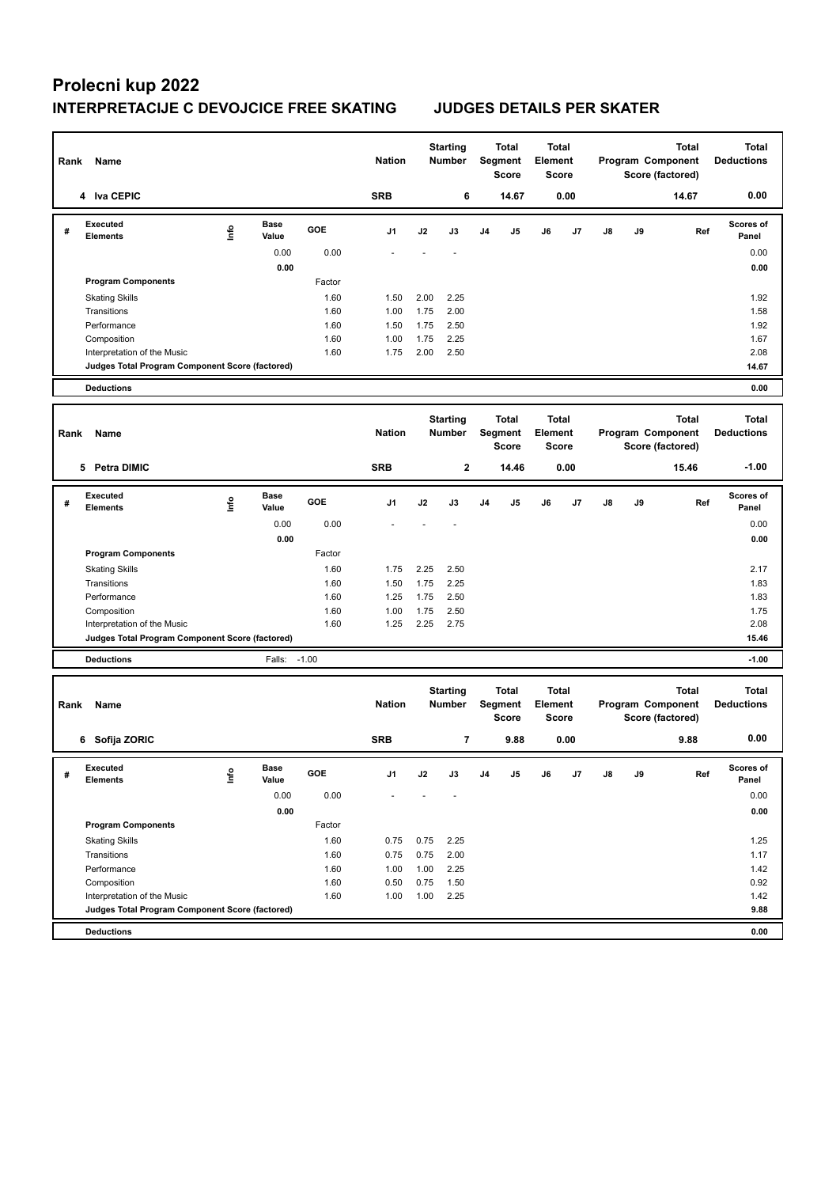# Prolecni kup 2022

## INTERPRETACIJE C DEVOJCICE FREE SKATING JUDGES DETAILS PER SKATER

| Rank | Name | Nation | Starting Number | Total Segment Score | Total Element Score | Total Program Component Score (factored) | Total Deductions |
|---|---|---|---|---|---|---|---|
| 4 | Iva CEPIC | SRB | 6 | 14.67 | 0.00 | 14.67 | 0.00 |

| # | Executed Elements | Info | Base Value | GOE | J1 | J2 | J3 | J4 | J5 | J6 | J7 | J8 | J9 | Ref | Scores of Panel |
|---|---|---|---|---|---|---|---|---|---|---|---|---|---|---|---|
| | | | 0.00 | 0.00 | - | - | - | | | | | | | | 0.00 |
| | | | 0.00 | | | | | | | | | | | | 0.00 |
| | Program Components | | | Factor | | | | | | | | | | | |
| | Skating Skills | | | 1.60 | 1.50 | 2.00 | 2.25 | | | | | | | | 1.92 |
| | Transitions | | | 1.60 | 1.00 | 1.75 | 2.00 | | | | | | | | 1.58 |
| | Performance | | | 1.60 | 1.50 | 1.75 | 2.50 | | | | | | | | 1.92 |
| | Composition | | | 1.60 | 1.00 | 1.75 | 2.25 | | | | | | | | 1.67 |
| | Interpretation of the Music | | | 1.60 | 1.75 | 2.00 | 2.50 | | | | | | | | 2.08 |
| | Judges Total Program Component Score (factored) | | | | | | | | | | | | | | 14.67 |
| | Deductions | | | | | | | | | | | | | | 0.00 |

| Rank | Name | Nation | Starting Number | Total Segment Score | Total Element Score | Total Program Component Score (factored) | Total Deductions |
|---|---|---|---|---|---|---|---|
| 5 | Petra DIMIC | SRB | 2 | 14.46 | 0.00 | 15.46 | -1.00 |

| # | Executed Elements | Info | Base Value | GOE | J1 | J2 | J3 | J4 | J5 | J6 | J7 | J8 | J9 | Ref | Scores of Panel |
|---|---|---|---|---|---|---|---|---|---|---|---|---|---|---|---|
| | | | 0.00 | 0.00 | - | - | - | | | | | | | | 0.00 |
| | | | 0.00 | | | | | | | | | | | | 0.00 |
| | Program Components | | | Factor | | | | | | | | | | | |
| | Skating Skills | | | 1.60 | 1.75 | 2.25 | 2.50 | | | | | | | | 2.17 |
| | Transitions | | | 1.60 | 1.50 | 1.75 | 2.25 | | | | | | | | 1.83 |
| | Performance | | | 1.60 | 1.25 | 1.75 | 2.50 | | | | | | | | 1.83 |
| | Composition | | | 1.60 | 1.00 | 1.75 | 2.50 | | | | | | | | 1.75 |
| | Interpretation of the Music | | | 1.60 | 1.25 | 2.25 | 2.75 | | | | | | | | 2.08 |
| | Judges Total Program Component Score (factored) | | | | | | | | | | | | | | 15.46 |
| | Deductions | | Falls: | -1.00 | | | | | | | | | | | -1.00 |

| Rank | Name | Nation | Starting Number | Total Segment Score | Total Element Score | Total Program Component Score (factored) | Total Deductions |
|---|---|---|---|---|---|---|---|
| 6 | Sofija ZORIC | SRB | 7 | 9.88 | 0.00 | 9.88 | 0.00 |

| # | Executed Elements | Info | Base Value | GOE | J1 | J2 | J3 | J4 | J5 | J6 | J7 | J8 | J9 | Ref | Scores of Panel |
|---|---|---|---|---|---|---|---|---|---|---|---|---|---|---|---|
| | | | 0.00 | 0.00 | - | - | - | | | | | | | | 0.00 |
| | | | 0.00 | | | | | | | | | | | | 0.00 |
| | Program Components | | | Factor | | | | | | | | | | | |
| | Skating Skills | | | 1.60 | 0.75 | 0.75 | 2.25 | | | | | | | | 1.25 |
| | Transitions | | | 1.60 | 0.75 | 0.75 | 2.00 | | | | | | | | 1.17 |
| | Performance | | | 1.60 | 1.00 | 1.00 | 2.25 | | | | | | | | 1.42 |
| | Composition | | | 1.60 | 0.50 | 0.75 | 1.50 | | | | | | | | 0.92 |
| | Interpretation of the Music | | | 1.60 | 1.00 | 1.00 | 2.25 | | | | | | | | 1.42 |
| | Judges Total Program Component Score (factored) | | | | | | | | | | | | | | 9.88 |
| | Deductions | | | | | | | | | | | | | | 0.00 |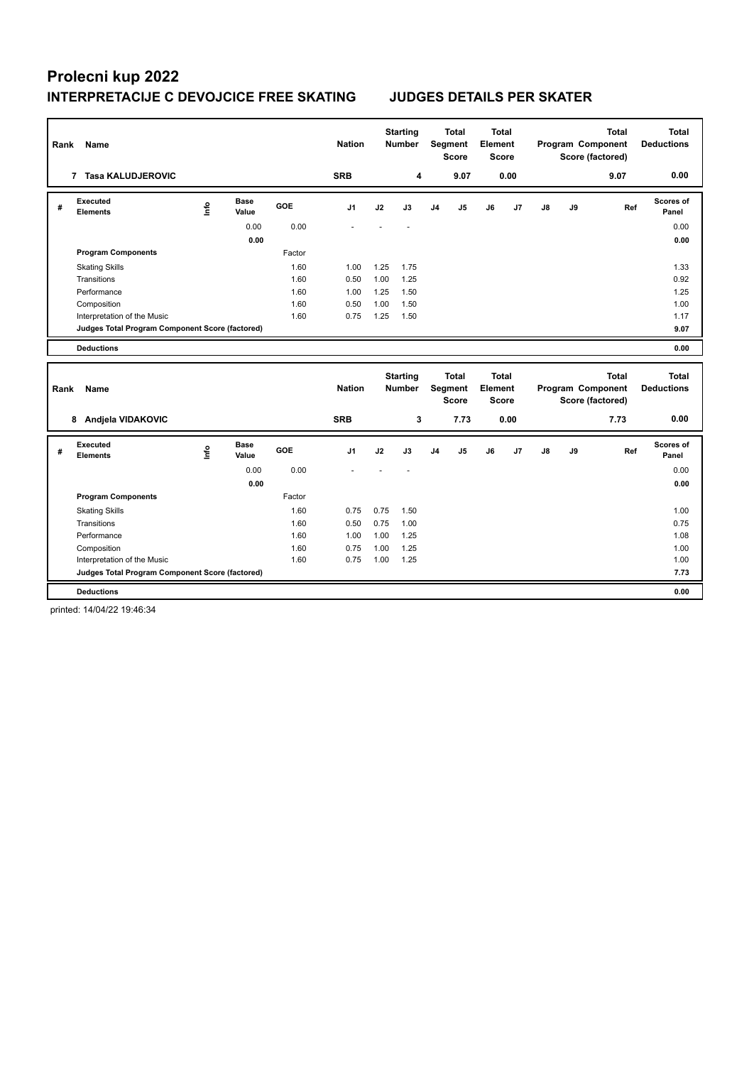# Prolecni kup 2022

## INTERPRETACIJE C DEVOJCICE FREE SKATING JUDGES DETAILS PER SKATER

| Rank | Name | Nation | Starting Number | Total Segment Score | Total Element Score | Total Program Component Score (factored) | Total Deductions |
|---|---|---|---|---|---|---|---|
| 7 | Tasa KALUDJEROVIC | SRB | 4 | 9.07 | 0.00 | 9.07 | 0.00 |

| # | Executed Elements | Info | Base Value | GOE | J1 | J2 | J3 | J4 | J5 | J6 | J7 | J8 | J9 | Ref | Scores of Panel |
|---|---|---|---|---|---|---|---|---|---|---|---|---|---|---|---|
| | | | 0.00 | 0.00 | - | - | - | | | | | | | | 0.00 |
| | | | 0.00 | | | | | | | | | | | | 0.00 |
| | Program Components | | | Factor | | | | | | | | | | | |
| | Skating Skills | | | 1.60 | 1.00 | 1.25 | 1.75 | | | | | | | | 1.33 |
| | Transitions | | | 1.60 | 0.50 | 1.00 | 1.25 | | | | | | | | 0.92 |
| | Performance | | | 1.60 | 1.00 | 1.25 | 1.50 | | | | | | | | 1.25 |
| | Composition | | | 1.60 | 0.50 | 1.00 | 1.50 | | | | | | | | 1.00 |
| | Interpretation of the Music | | | 1.60 | 0.75 | 1.25 | 1.50 | | | | | | | | 1.17 |
| | Judges Total Program Component Score (factored) | | | | | | | | | | | | | | 9.07 |
| | Deductions | | | | | | | | | | | | | | 0.00 |

| Rank | Name | Nation | Starting Number | Total Segment Score | Total Element Score | Total Program Component Score (factored) | Total Deductions |
|---|---|---|---|---|---|---|---|
| 8 | Andjela VIDAKOVIC | SRB | 3 | 7.73 | 0.00 | 7.73 | 0.00 |

| # | Executed Elements | Info | Base Value | GOE | J1 | J2 | J3 | J4 | J5 | J6 | J7 | J8 | J9 | Ref | Scores of Panel |
|---|---|---|---|---|---|---|---|---|---|---|---|---|---|---|---|
| | | | 0.00 | 0.00 | - | - | - | | | | | | | | 0.00 |
| | | | 0.00 | | | | | | | | | | | | 0.00 |
| | Program Components | | | Factor | | | | | | | | | | | |
| | Skating Skills | | | 1.60 | 0.75 | 0.75 | 1.50 | | | | | | | | 1.00 |
| | Transitions | | | 1.60 | 0.50 | 0.75 | 1.00 | | | | | | | | 0.75 |
| | Performance | | | 1.60 | 1.00 | 1.00 | 1.25 | | | | | | | | 1.08 |
| | Composition | | | 1.60 | 0.75 | 1.00 | 1.25 | | | | | | | | 1.00 |
| | Interpretation of the Music | | | 1.60 | 0.75 | 1.00 | 1.25 | | | | | | | | 1.00 |
| | Judges Total Program Component Score (factored) | | | | | | | | | | | | | | 7.73 |
| | Deductions | | | | | | | | | | | | | | 0.00 |

printed: 14/04/22 19:46:34